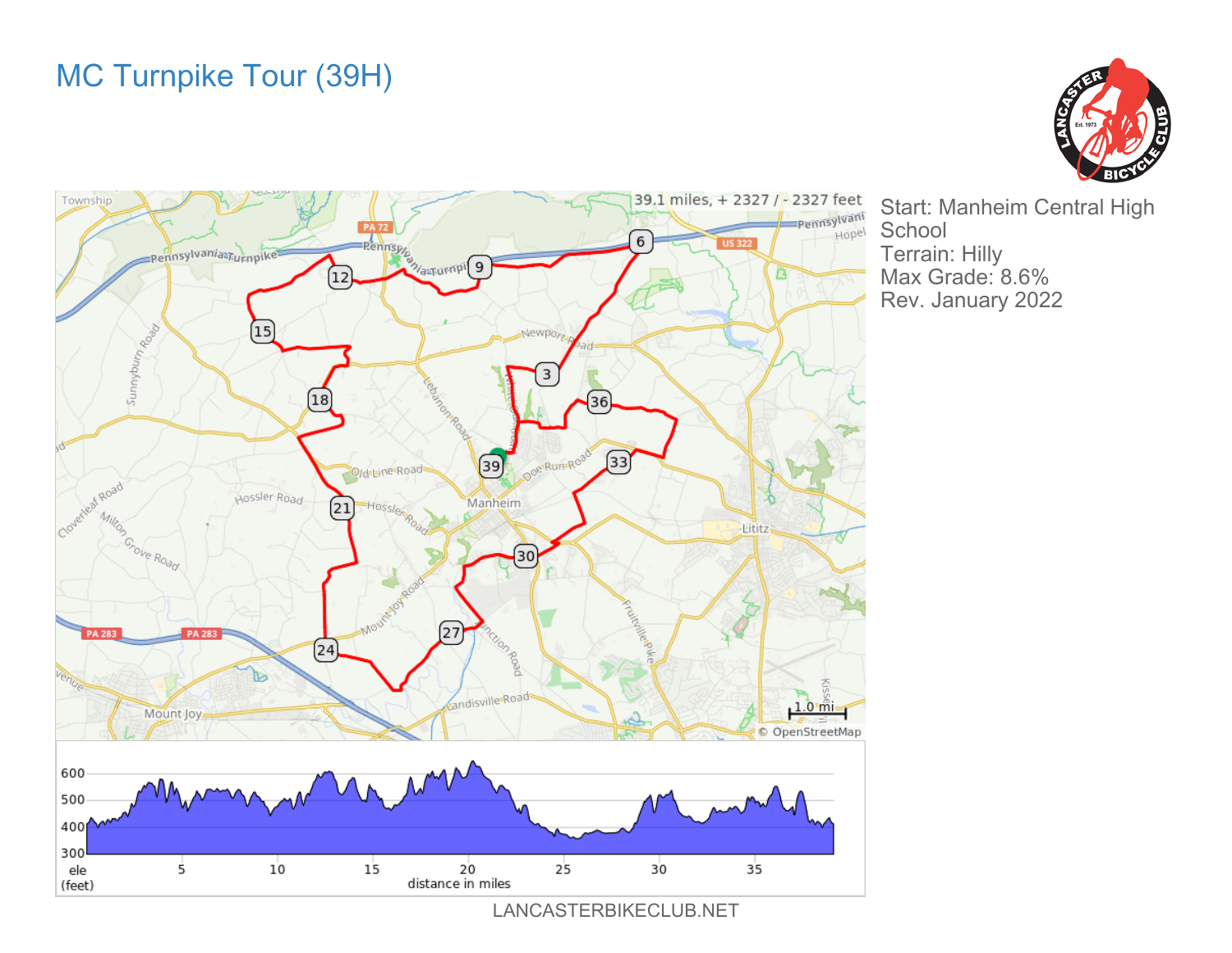# MC Turnpike Tour (39H)

Start: Manheim Central High School
Terrain: Hilly
Max Grade: 8.6%
Rev. January 2022

39.1 miles, + 2327 / - 2327 feet

LANCASTERBIKECLUB.NET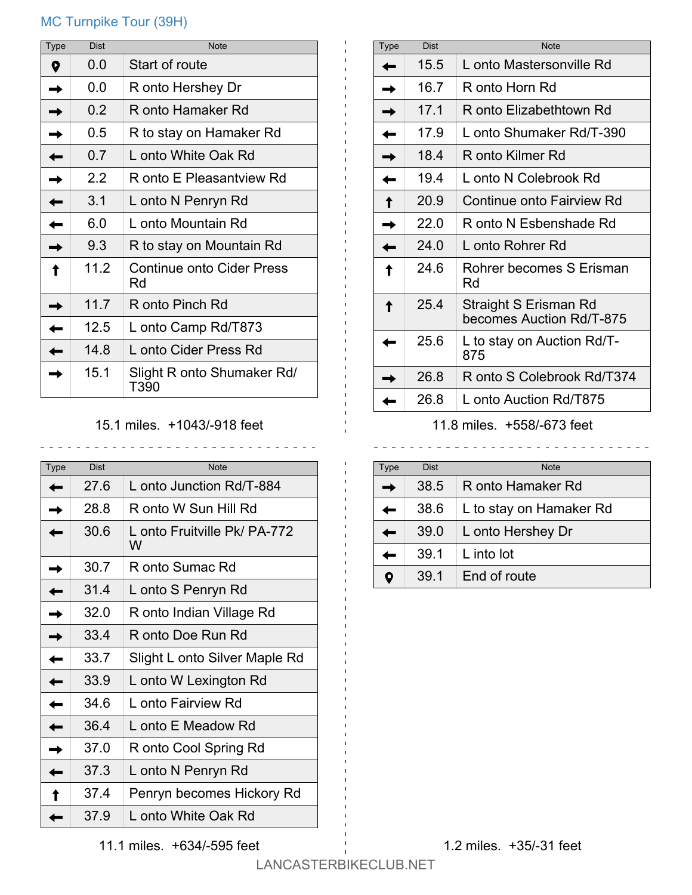## MC Turnpike Tour (39H)

| Type | Dist | Note |
|---|---|---|
| Start | 0.0 | Start of route |
| → | 0.0 | R onto Hershey Dr |
| → | 0.2 | R onto Hamaker Rd |
| → | 0.5 | R to stay on Hamaker Rd |
| ← | 0.7 | L onto White Oak Rd |
| → | 2.2 | R onto E Pleasantview Rd |
| ← | 3.1 | L onto N Penryn Rd |
| ← | 6.0 | L onto Mountain Rd |
| → | 9.3 | R to stay on Mountain Rd |
| ↑ | 11.2 | Continue onto Cider Press Rd |
| → | 11.7 | R onto Pinch Rd |
| ← | 12.5 | L onto Camp Rd/T873 |
| ← | 14.8 | L onto Cider Press Rd |
| → | 15.1 | Slight R onto Shumaker Rd/ T390 |

15.1 miles. +1043/-918 feet

| Type | Dist | Note |
|---|---|---|
| ← | 15.5 | L onto Mastersonville Rd |
| → | 16.7 | R onto Horn Rd |
| → | 17.1 | R onto Elizabethtown Rd |
| ← | 17.9 | L onto Shumaker Rd/T-390 |
| → | 18.4 | R onto Kilmer Rd |
| ← | 19.4 | L onto N Colebrook Rd |
| ↑ | 20.9 | Continue onto Fairview Rd |
| → | 22.0 | R onto N Esbenshade Rd |
| ← | 24.0 | L onto Rohrer Rd |
| ↑ | 24.6 | Rohrer becomes S Erisman Rd |
| ↑ | 25.4 | Straight S Erisman Rd becomes Auction Rd/T-875 |
| ← | 25.6 | L to stay on Auction Rd/T-875 |
| → | 26.8 | R onto S Colebrook Rd/T374 |
| ← | 26.8 | L onto Auction Rd/T875 |

11.8 miles. +558/-673 feet

| Type | Dist | Note |
|---|---|---|
| ← | 27.6 | L onto Junction Rd/T-884 |
| → | 28.8 | R onto W Sun Hill Rd |
| ← | 30.6 | L onto Fruitville Pk/ PA-772 W |
| → | 30.7 | R onto Sumac Rd |
| ← | 31.4 | L onto S Penryn Rd |
| → | 32.0 | R onto Indian Village Rd |
| → | 33.4 | R onto Doe Run Rd |
| ← | 33.7 | Slight L onto Silver Maple Rd |
| ← | 33.9 | L onto W Lexington Rd |
| ← | 34.6 | L onto Fairview Rd |
| ← | 36.4 | L onto E Meadow Rd |
| → | 37.0 | R onto Cool Spring Rd |
| ← | 37.3 | L onto N Penryn Rd |
| ↑ | 37.4 | Penryn becomes Hickory Rd |
| ← | 37.9 | L onto White Oak Rd |

11.1 miles. +634/-595 feet

| Type | Dist | Note |
|---|---|---|
| → | 38.5 | R onto Hamaker Rd |
| ← | 38.6 | L to stay on Hamaker Rd |
| ← | 39.0 | L onto Hershey Dr |
| ← | 39.1 | L into lot |
| End | 39.1 | End of route |

1.2 miles. +35/-31 feet

LANCASTERBIKECLUB.NET